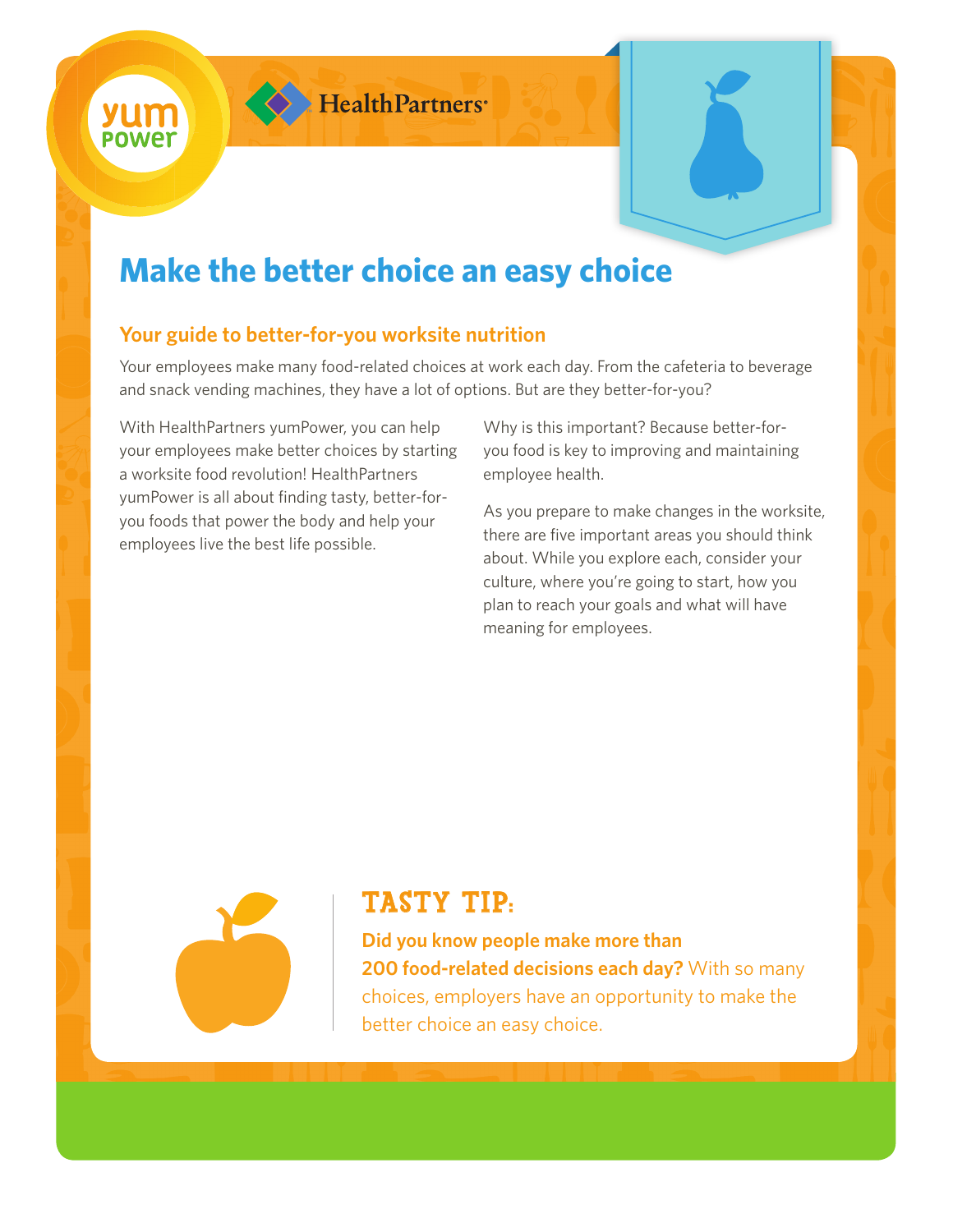# Make the better choice an easy choice

## Your guide to better-for-you worksite nutrition

Your employees make many food-related choices at work each day. From the cafeteria to beverage and snack vending machines, they have a lot of options. But are they better-for-you?

With HealthPartners yumPower, you can help your employees make better choices by starting a worksite food revolution! HealthPartners yumPower is all about finding tasty, better-for-you foods that power the body and help your employees live the best life possible.

Why is this important? Because better-for-you food is key to improving and maintaining employee health.

As you prepare to make changes in the worksite, there are five important areas you should think about. While you explore each, consider your culture, where you're going to start, how you plan to reach your goals and what will have meaning for employees.

### TASTY TIP:

**Did you know people make more than 200 food-related decisions each day?** With so many choices, employers have an opportunity to make the better choice an easy choice.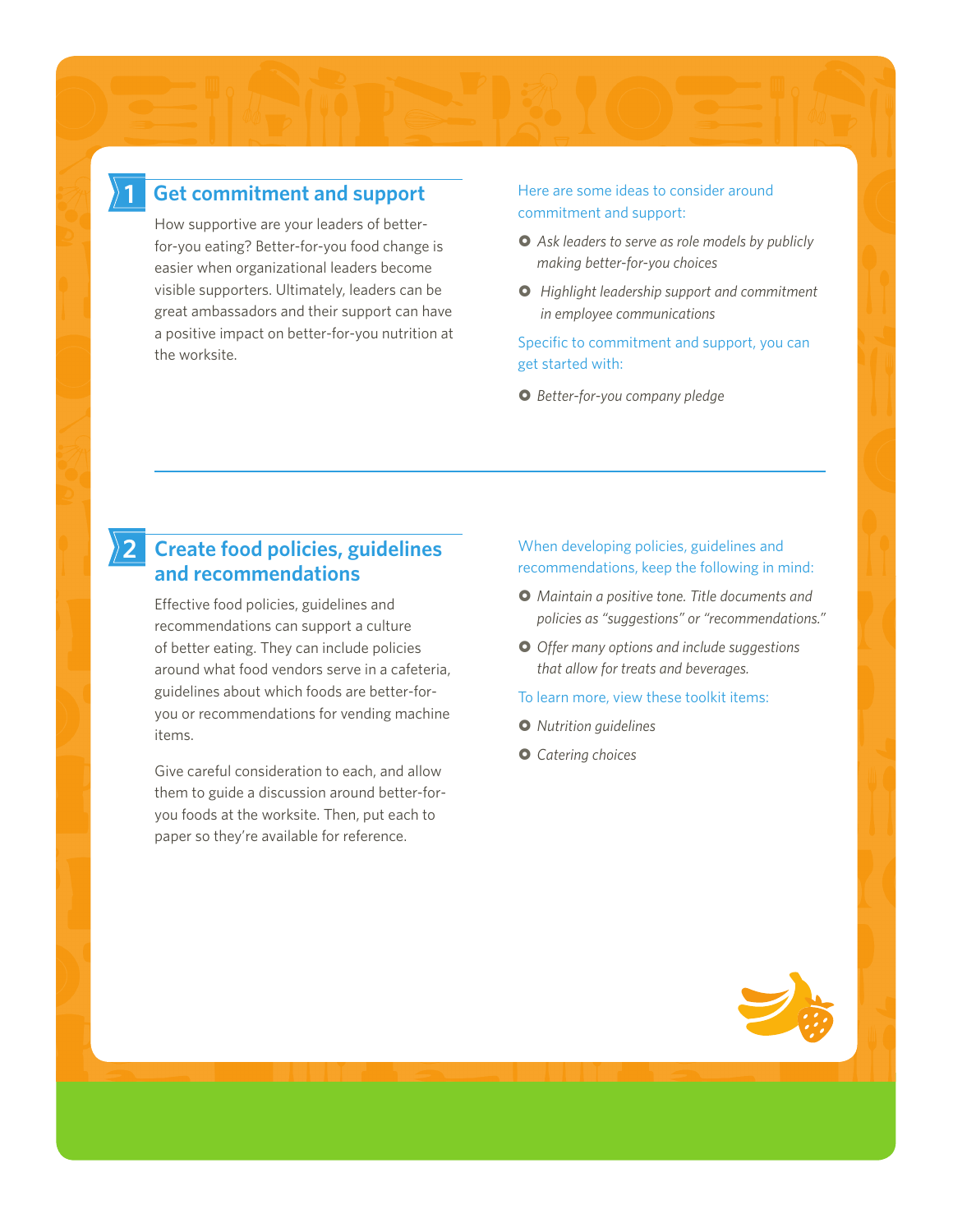## 1 Get commitment and support

How supportive are your leaders of better-for-you eating? Better-for-you food change is easier when organizational leaders become visible supporters. Ultimately, leaders can be great ambassadors and their support can have a positive impact on better-for-you nutrition at the worksite.

Here are some ideas to consider around commitment and support:

- *Ask leaders to serve as role models by publicly making better-for-you choices*
- *Highlight leadership support and commitment in employee communications*

Specific to commitment and support, you can get started with:

- *Better-for-you company pledge*

## 2 Create food policies, guidelines and recommendations

Effective food policies, guidelines and recommendations can support a culture of better eating. They can include policies around what food vendors serve in a cafeteria, guidelines about which foods are better-for-you or recommendations for vending machine items.

Give careful consideration to each, and allow them to guide a discussion around better-for-you foods at the worksite. Then, put each to paper so they're available for reference.

When developing policies, guidelines and recommendations, keep the following in mind:

- *Maintain a positive tone. Title documents and policies as "suggestions" or "recommendations."*
- *Offer many options and include suggestions that allow for treats and beverages.*

To learn more, view these toolkit items:

- *Nutrition guidelines*
- *Catering choices*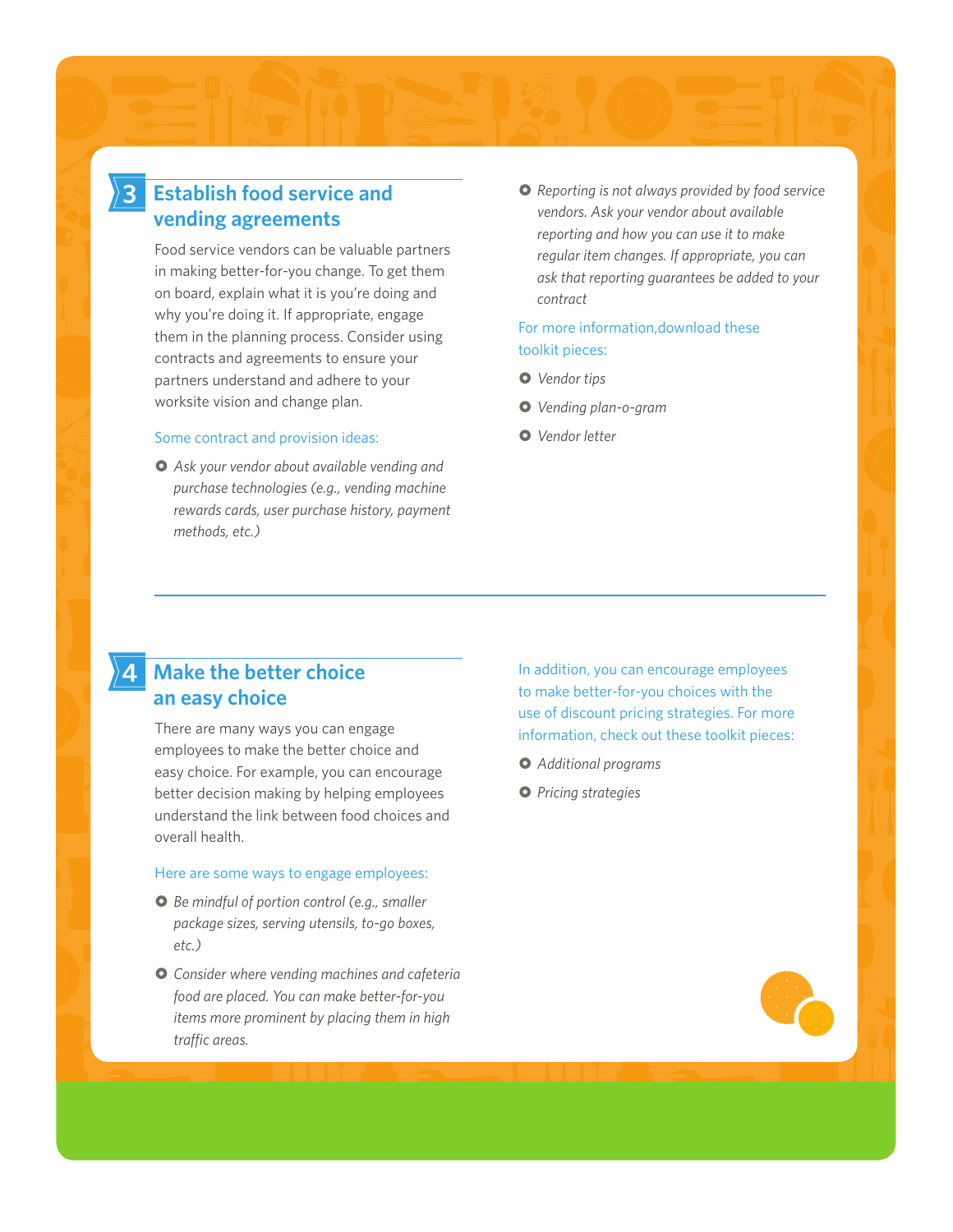## 3 Establish food service and vending agreements

Food service vendors can be valuable partners in making better-for-you change. To get them on board, explain what it is you're doing and why you're doing it. If appropriate, engage them in the planning process. Consider using contracts and agreements to ensure your partners understand and adhere to your worksite vision and change plan.

Some contract and provision ideas:

- *Ask your vendor about available vending and purchase technologies (e.g., vending machine rewards cards, user purchase history, payment methods, etc.)*
- *Reporting is not always provided by food service vendors. Ask your vendor about available reporting and how you can use it to make regular item changes. If appropriate, you can ask that reporting guarantees be added to your contract*

For more information,download these toolkit pieces:

- *Vendor tips*
- *Vending plan-o-gram*
- *Vendor letter*

## 4 Make the better choice an easy choice

There are many ways you can engage employees to make the better choice and easy choice. For example, you can encourage better decision making by helping employees understand the link between food choices and overall health.

Here are some ways to engage employees:

- *Be mindful of portion control (e.g., smaller package sizes, serving utensils, to-go boxes, etc.)*
- *Consider where vending machines and cafeteria food are placed. You can make better-for-you items more prominent by placing them in high traffic areas.*

In addition, you can encourage employees to make better-for-you choices with the use of discount pricing strategies. For more information, check out these toolkit pieces:

- *Additional programs*
- *Pricing strategies*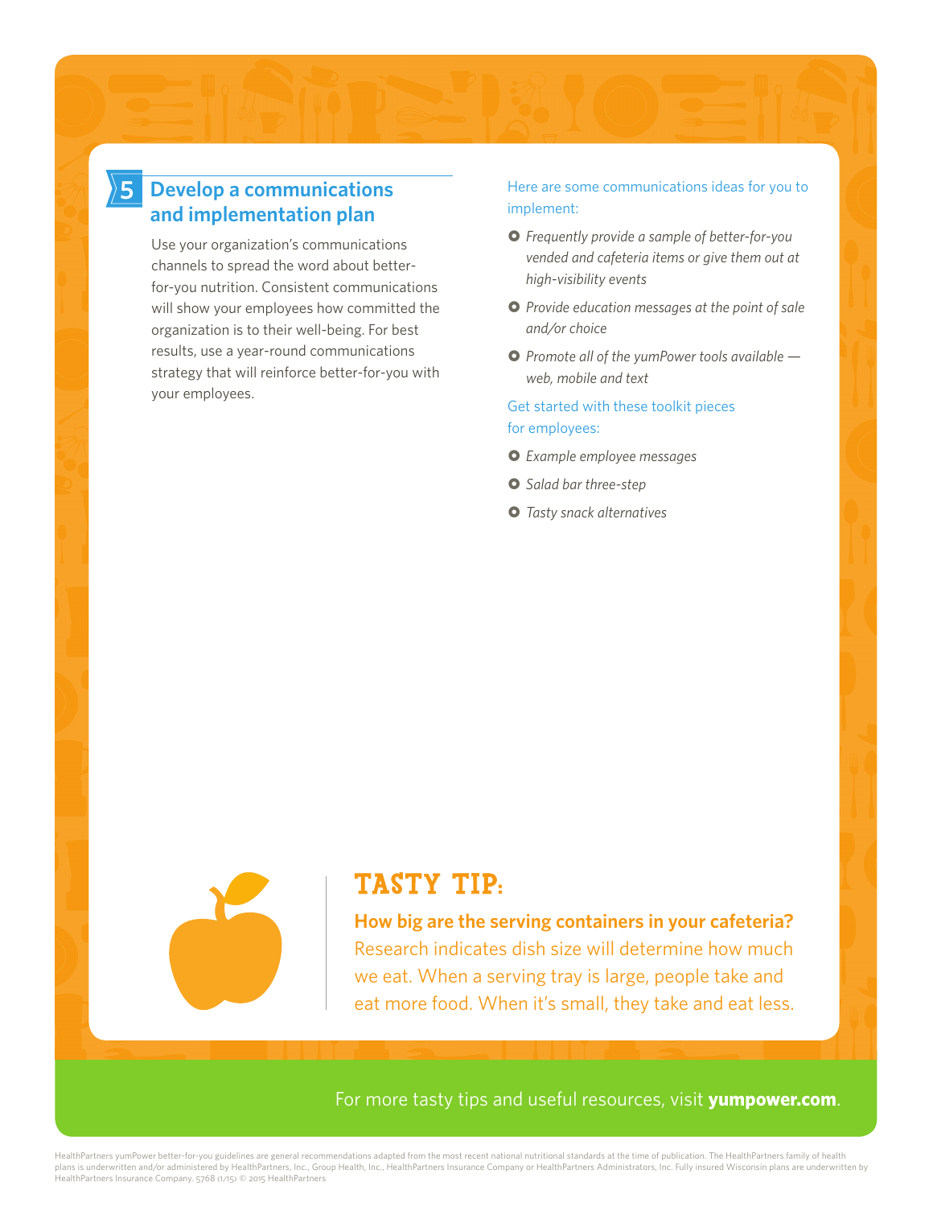## 5 Develop a communications and implementation plan

Use your organization's communications channels to spread the word about better-for-you nutrition. Consistent communications will show your employees how committed the organization is to their well-being. For best results, use a year-round communications strategy that will reinforce better-for-you with your employees.

Here are some communications ideas for you to implement:

- *Frequently provide a sample of better-for-you vended and cafeteria items or give them out at high-visibility events*
- *Provide education messages at the point of sale and/or choice*
- *Promote all of the yumPower tools available — web, mobile and text*

Get started with these toolkit pieces for employees:

- *Example employee messages*
- *Salad bar three-step*
- *Tasty snack alternatives*

### TASTY TIP:

**How big are the serving containers in your cafeteria?** Research indicates dish size will determine how much we eat. When a serving tray is large, people take and eat more food. When it's small, they take and eat less.

For more tasty tips and useful resources, visit **yumpower.com**.

HealthPartners yumPower better-for-you guidelines are general recommendations adapted from the most recent national nutritional standards at the time of publication. The HealthPartners family of health plans is underwritten and/or administered by HealthPartners, Inc., Group Health, Inc., HealthPartners Insurance Company or HealthPartners Administrators, Inc. Fully insured Wisconsin plans are underwritten by HealthPartners Insurance Company. 5768 (1/15) © 2015 HealthPartners